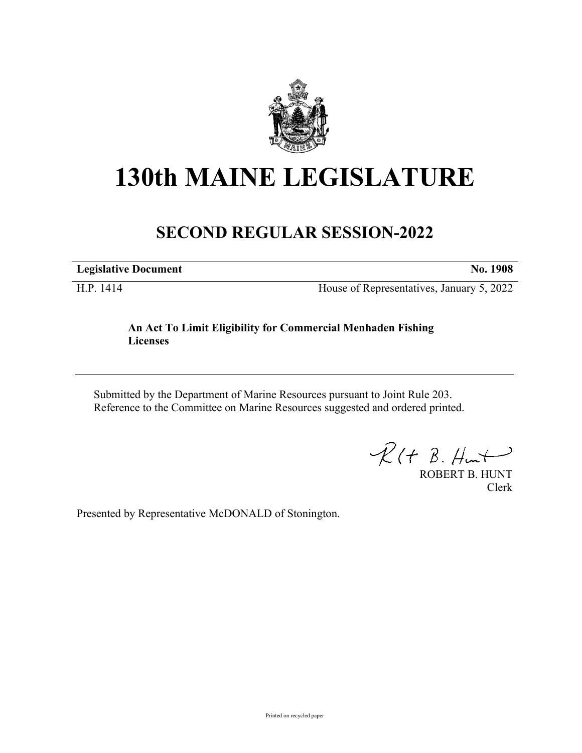# 130th MAINE LEGISLATURE

## SECOND REGULAR SESSION-2022

| **Legislative Document** | **No. 1908** |
|---|---|
| H.P. 1414 | House of Representatives, January 5, 2022 |

**An Act To Limit Eligibility for Commercial Menhaden Fishing Licenses**

Submitted by the Department of Marine Resources pursuant to Joint Rule 203.
Reference to the Committee on Marine Resources suggested and ordered printed.

ROBERT B. HUNT
Clerk

Presented by Representative McDONALD of Stonington.

Printed on recycled paper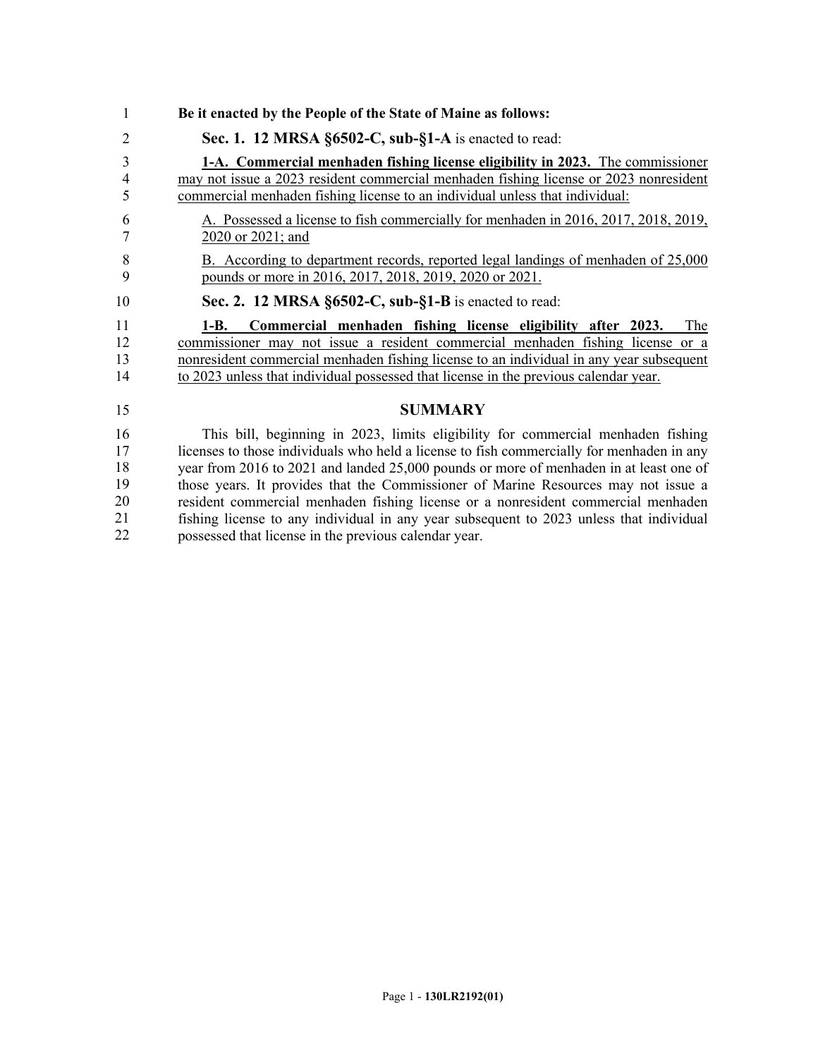**Be it enacted by the People of the State of Maine as follows:**

**Sec. 1. 12 MRSA §6502-C, sub-§1-A** is enacted to read:

**1-A. Commercial menhaden fishing license eligibility in 2023.** The commissioner may not issue a 2023 resident commercial menhaden fishing license or 2023 nonresident commercial menhaden fishing license to an individual unless that individual:

A. Possessed a license to fish commercially for menhaden in 2016, 2017, 2018, 2019, 2020 or 2021; and

B. According to department records, reported legal landings of menhaden of 25,000 pounds or more in 2016, 2017, 2018, 2019, 2020 or 2021.

**Sec. 2. 12 MRSA §6502-C, sub-§1-B** is enacted to read:

**1-B. Commercial menhaden fishing license eligibility after 2023.** The commissioner may not issue a resident commercial menhaden fishing license or a nonresident commercial menhaden fishing license to an individual in any year subsequent to 2023 unless that individual possessed that license in the previous calendar year.

## SUMMARY

This bill, beginning in 2023, limits eligibility for commercial menhaden fishing licenses to those individuals who held a license to fish commercially for menhaden in any year from 2016 to 2021 and landed 25,000 pounds or more of menhaden in at least one of those years. It provides that the Commissioner of Marine Resources may not issue a resident commercial menhaden fishing license or a nonresident commercial menhaden fishing license to any individual in any year subsequent to 2023 unless that individual possessed that license in the previous calendar year.